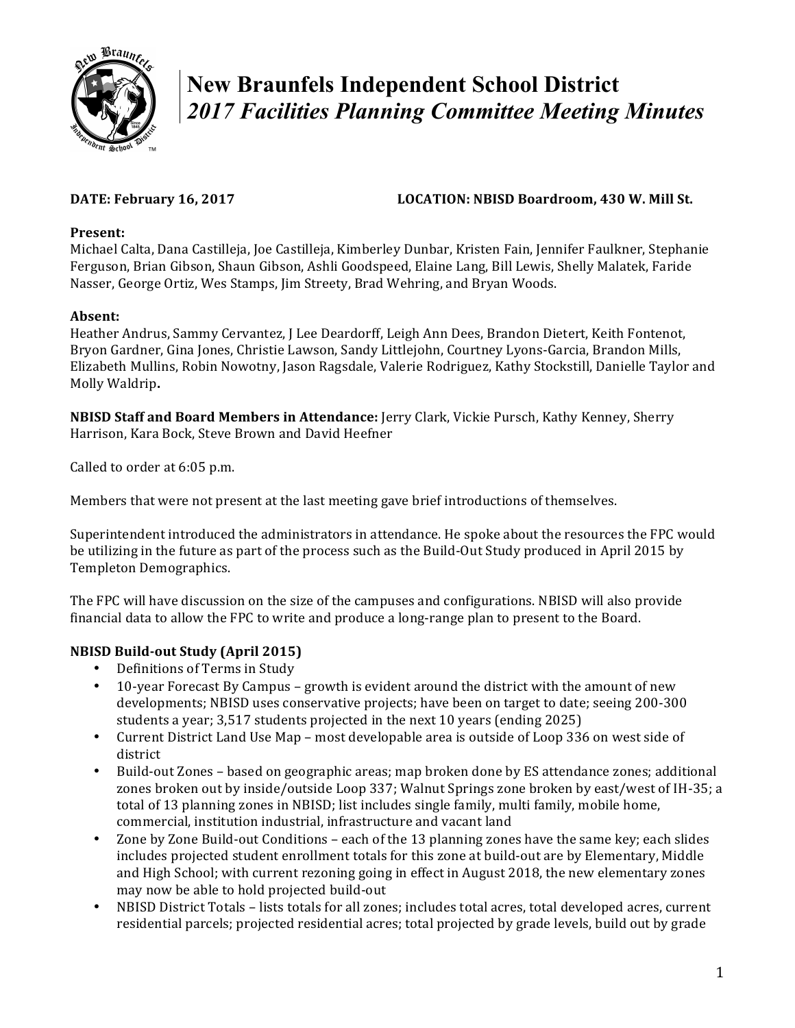# New Braunfels Independent School District
## *2017 Facilities Planning Committee Meeting Minutes*

**DATE: February 16, 2017** **LOCATION: NBISD Boardroom, 430 W. Mill St.**

**Present:**
Michael Calta, Dana Castilleja, Joe Castilleja, Kimberley Dunbar, Kristen Fain, Jennifer Faulkner, Stephanie Ferguson, Brian Gibson, Shaun Gibson, Ashli Goodspeed, Elaine Lang, Bill Lewis, Shelly Malatek, Faride Nasser, George Ortiz, Wes Stamps, Jim Streety, Brad Wehring, and Bryan Woods.

**Absent:**
Heather Andrus, Sammy Cervantez, J Lee Deardorff, Leigh Ann Dees, Brandon Dietert, Keith Fontenot, Bryon Gardner, Gina Jones, Christie Lawson, Sandy Littlejohn, Courtney Lyons-Garcia, Brandon Mills, Elizabeth Mullins, Robin Nowotny, Jason Ragsdale, Valerie Rodriguez, Kathy Stockstill, Danielle Taylor and Molly Waldrip**.**

**NBISD Staff and Board Members in Attendance:** Jerry Clark, Vickie Pursch, Kathy Kenney, Sherry Harrison, Kara Bock, Steve Brown and David Heefner

Called to order at 6:05 p.m.

Members that were not present at the last meeting gave brief introductions of themselves.

Superintendent introduced the administrators in attendance. He spoke about the resources the FPC would be utilizing in the future as part of the process such as the Build-Out Study produced in April 2015 by Templeton Demographics.

The FPC will have discussion on the size of the campuses and configurations. NBISD will also provide financial data to allow the FPC to write and produce a long-range plan to present to the Board.

**NBISD Build-out Study (April 2015)**

- Definitions of Terms in Study
- 10-year Forecast By Campus – growth is evident around the district with the amount of new developments; NBISD uses conservative projects; have been on target to date; seeing 200-300 students a year; 3,517 students projected in the next 10 years (ending 2025)
- Current District Land Use Map – most developable area is outside of Loop 336 on west side of district
- Build-out Zones – based on geographic areas; map broken done by ES attendance zones; additional zones broken out by inside/outside Loop 337; Walnut Springs zone broken by east/west of IH-35; a total of 13 planning zones in NBISD; list includes single family, multi family, mobile home, commercial, institution industrial, infrastructure and vacant land
- Zone by Zone Build-out Conditions – each of the 13 planning zones have the same key; each slides includes projected student enrollment totals for this zone at build-out are by Elementary, Middle and High School; with current rezoning going in effect in August 2018, the new elementary zones may now be able to hold projected build-out
- NBISD District Totals – lists totals for all zones; includes total acres, total developed acres, current residential parcels; projected residential acres; total projected by grade levels, build out by grade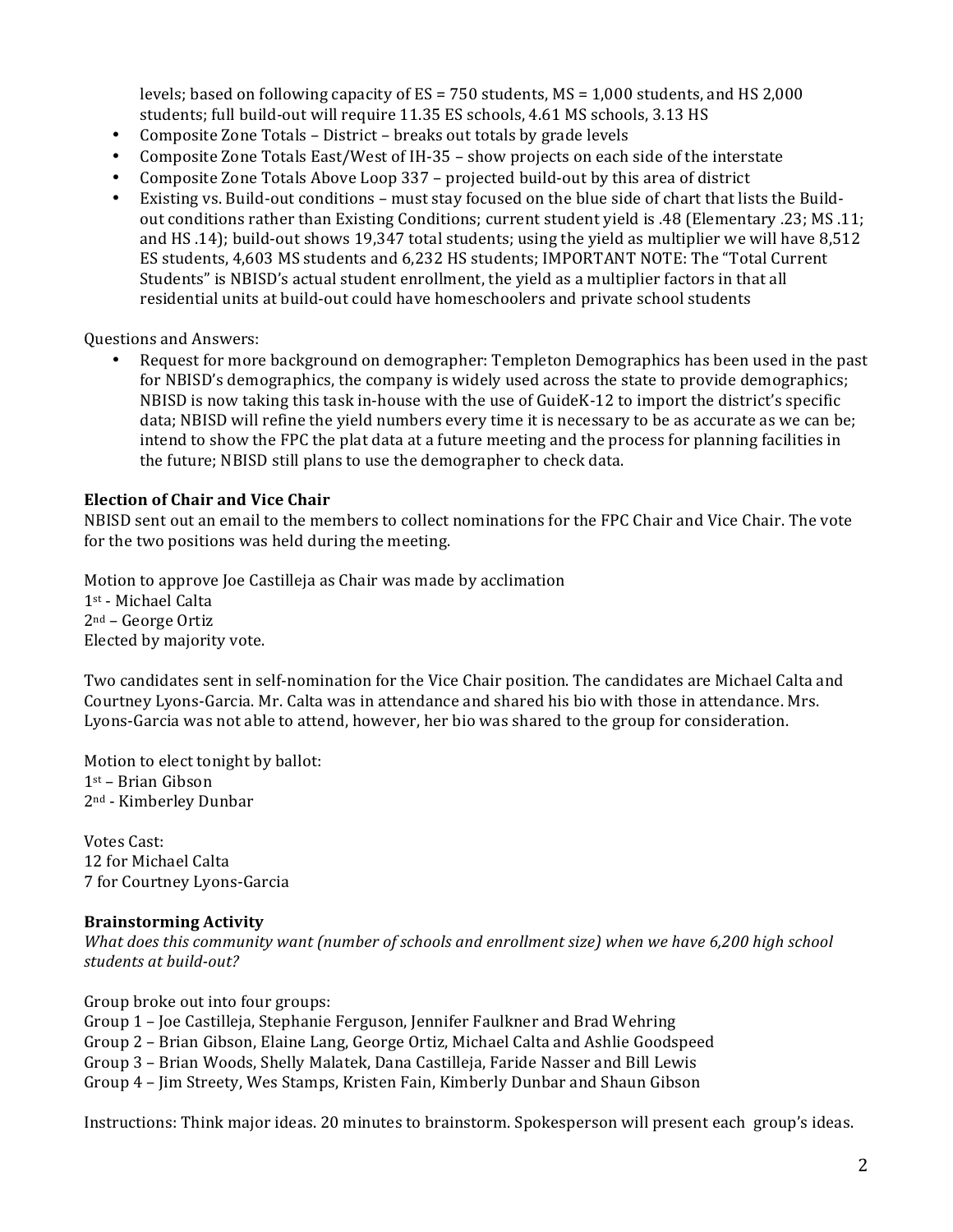levels; based on following capacity of ES = 750 students, MS = 1,000 students, and HS 2,000 students; full build-out will require 11.35 ES schools, 4.61 MS schools, 3.13 HS

- Composite Zone Totals – District – breaks out totals by grade levels
- Composite Zone Totals East/West of IH-35 – show projects on each side of the interstate
- Composite Zone Totals Above Loop 337 – projected build-out by this area of district
- Existing vs. Build-out conditions – must stay focused on the blue side of chart that lists the Build-out conditions rather than Existing Conditions; current student yield is .48 (Elementary .23; MS .11; and HS .14); build-out shows 19,347 total students; using the yield as multiplier we will have 8,512 ES students, 4,603 MS students and 6,232 HS students; IMPORTANT NOTE: The "Total Current Students" is NBISD's actual student enrollment, the yield as a multiplier factors in that all residential units at build-out could have homeschoolers and private school students

Questions and Answers:

- Request for more background on demographer: Templeton Demographics has been used in the past for NBISD's demographics, the company is widely used across the state to provide demographics; NBISD is now taking this task in-house with the use of GuideK-12 to import the district's specific data; NBISD will refine the yield numbers every time it is necessary to be as accurate as we can be; intend to show the FPC the plat data at a future meeting and the process for planning facilities in the future; NBISD still plans to use the demographer to check data.

**Election of Chair and Vice Chair**

NBISD sent out an email to the members to collect nominations for the FPC Chair and Vice Chair. The vote for the two positions was held during the meeting.

Motion to approve Joe Castilleja as Chair was made by acclimation
1st - Michael Calta
2nd – George Ortiz
Elected by majority vote.

Two candidates sent in self-nomination for the Vice Chair position. The candidates are Michael Calta and Courtney Lyons-Garcia. Mr. Calta was in attendance and shared his bio with those in attendance. Mrs. Lyons-Garcia was not able to attend, however, her bio was shared to the group for consideration.

Motion to elect tonight by ballot:
1st – Brian Gibson
2nd - Kimberley Dunbar

Votes Cast:
12 for Michael Calta
7 for Courtney Lyons-Garcia

**Brainstorming Activity**

*What does this community want (number of schools and enrollment size) when we have 6,200 high school students at build-out?*

Group broke out into four groups:
Group 1 – Joe Castilleja, Stephanie Ferguson, Jennifer Faulkner and Brad Wehring
Group 2 – Brian Gibson, Elaine Lang, George Ortiz, Michael Calta and Ashlie Goodspeed
Group 3 – Brian Woods, Shelly Malatek, Dana Castilleja, Faride Nasser and Bill Lewis
Group 4 – Jim Streety, Wes Stamps, Kristen Fain, Kimberly Dunbar and Shaun Gibson

Instructions: Think major ideas. 20 minutes to brainstorm. Spokesperson will present each group's ideas.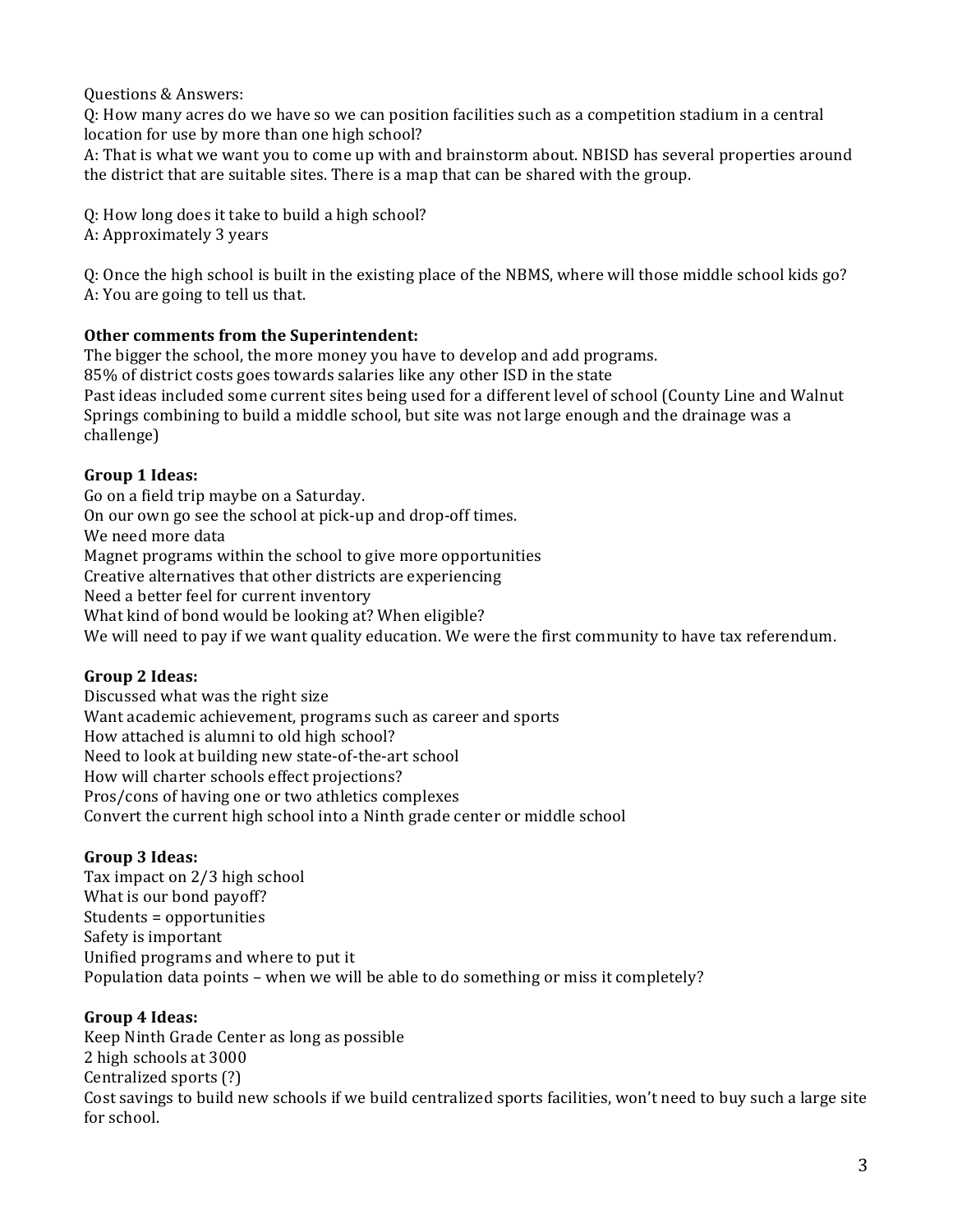Questions & Answers:

Q: How many acres do we have so we can position facilities such as a competition stadium in a central location for use by more than one high school?

A: That is what we want you to come up with and brainstorm about. NBISD has several properties around the district that are suitable sites. There is a map that can be shared with the group.

Q: How long does it take to build a high school?

A: Approximately 3 years

Q: Once the high school is built in the existing place of the NBMS, where will those middle school kids go?

A: You are going to tell us that.

**Other comments from the Superintendent:**

The bigger the school, the more money you have to develop and add programs.

85% of district costs goes towards salaries like any other ISD in the state

Past ideas included some current sites being used for a different level of school (County Line and Walnut Springs combining to build a middle school, but site was not large enough and the drainage was a challenge)

**Group 1 Ideas:**

Go on a field trip maybe on a Saturday.

On our own go see the school at pick-up and drop-off times.

We need more data

Magnet programs within the school to give more opportunities

Creative alternatives that other districts are experiencing

Need a better feel for current inventory

What kind of bond would be looking at? When eligible?

We will need to pay if we want quality education. We were the first community to have tax referendum.

**Group 2 Ideas:**

Discussed what was the right size

Want academic achievement, programs such as career and sports

How attached is alumni to old high school?

Need to look at building new state-of-the-art school

How will charter schools effect projections?

Pros/cons of having one or two athletics complexes

Convert the current high school into a Ninth grade center or middle school

**Group 3 Ideas:**

Tax impact on 2/3 high school

What is our bond payoff?

Students = opportunities

Safety is important

Unified programs and where to put it

Population data points – when we will be able to do something or miss it completely?

**Group 4 Ideas:**

Keep Ninth Grade Center as long as possible

2 high schools at 3000

Centralized sports (?)

Cost savings to build new schools if we build centralized sports facilities, won't need to buy such a large site for school.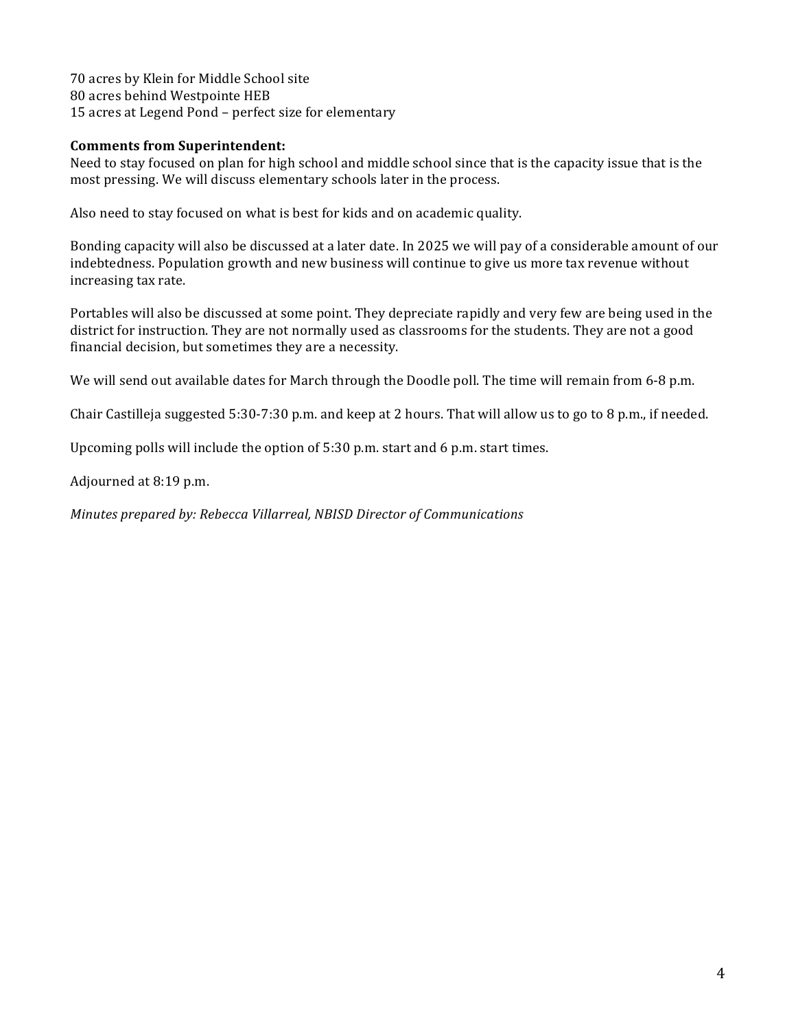70 acres by Klein for Middle School site
80 acres behind Westpointe HEB
15 acres at Legend Pond – perfect size for elementary

**Comments from Superintendent:**
Need to stay focused on plan for high school and middle school since that is the capacity issue that is the most pressing. We will discuss elementary schools later in the process.

Also need to stay focused on what is best for kids and on academic quality.

Bonding capacity will also be discussed at a later date. In 2025 we will pay of a considerable amount of our indebtedness. Population growth and new business will continue to give us more tax revenue without increasing tax rate.

Portables will also be discussed at some point. They depreciate rapidly and very few are being used in the district for instruction. They are not normally used as classrooms for the students. They are not a good financial decision, but sometimes they are a necessity.

We will send out available dates for March through the Doodle poll. The time will remain from 6-8 p.m.

Chair Castilleja suggested 5:30-7:30 p.m. and keep at 2 hours. That will allow us to go to 8 p.m., if needed.

Upcoming polls will include the option of 5:30 p.m. start and 6 p.m. start times.

Adjourned at 8:19 p.m.

*Minutes prepared by: Rebecca Villarreal, NBISD Director of Communications*